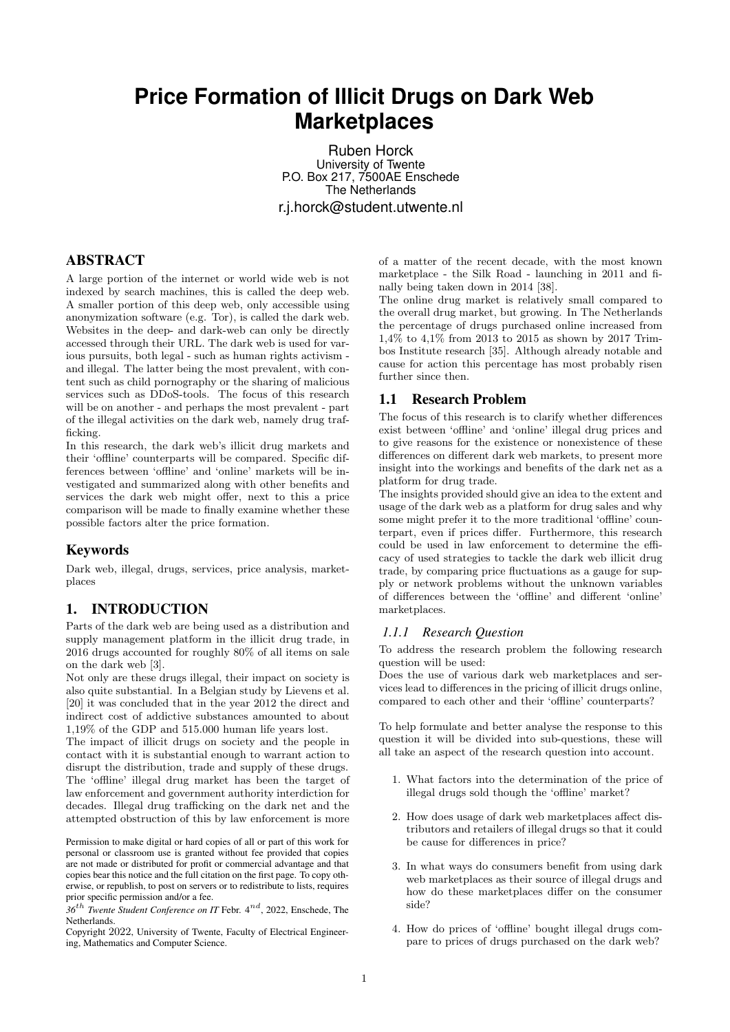# Price Formation of Illicit Drugs on Dark Web Marketplaces

Ruben Horck
University of Twente
P.O. Box 217, 7500AE Enschede
The Netherlands
r.j.horck@student.utwente.nl

## ABSTRACT

A large portion of the internet or world wide web is not indexed by search machines, this is called the deep web. A smaller portion of this deep web, only accessible using anonymization software (e.g. Tor), is called the dark web. Websites in the deep- and dark-web can only be directly accessed through their URL. The dark web is used for various pursuits, both legal - such as human rights activism - and illegal. The latter being the most prevalent, with content such as child pornography or the sharing of malicious services such as DDoS-tools. The focus of this research will be on another - and perhaps the most prevalent - part of the illegal activities on the dark web, namely drug trafficking.

In this research, the dark web's illicit drug markets and their 'offline' counterparts will be compared. Specific differences between 'offline' and 'online' markets will be investigated and summarized along with other benefits and services the dark web might offer, next to this a price comparison will be made to finally examine whether these possible factors alter the price formation.

## Keywords

Dark web, illegal, drugs, services, price analysis, marketplaces

## 1. INTRODUCTION

Parts of the dark web are being used as a distribution and supply management platform in the illicit drug trade, in 2016 drugs accounted for roughly 80% of all items on sale on the dark web [3].

Not only are these drugs illegal, their impact on society is also quite substantial. In a Belgian study by Lievens et al. [20] it was concluded that in the year 2012 the direct and indirect cost of addictive substances amounted to about 1,19% of the GDP and 515.000 human life years lost.

The impact of illicit drugs on society and the people in contact with it is substantial enough to warrant action to disrupt the distribution, trade and supply of these drugs. The 'offline' illegal drug market has been the target of law enforcement and government authority interdiction for decades. Illegal drug trafficking on the dark net and the attempted obstruction of this by law enforcement is more of a matter of the recent decade, with the most known marketplace - the Silk Road - launching in 2011 and finally being taken down in 2014 [38].

The online drug market is relatively small compared to the overall drug market, but growing. In The Netherlands the percentage of drugs purchased online increased from 1,4% to 4,1% from 2013 to 2015 as shown by 2017 Trimbos Institute research [35]. Although already notable and cause for action this percentage has most probably risen further since then.

Permission to make digital or hard copies of all or part of this work for personal or classroom use is granted without fee provided that copies are not made or distributed for profit or commercial advantage and that copies bear this notice and the full citation on the first page. To copy otherwise, or republish, to post on servers or to redistribute to lists, requires prior specific permission and/or a fee.
*36th Twente Student Conference on IT* Febr. 4nd, 2022, Enschede, The Netherlands.
Copyright 2022, University of Twente, Faculty of Electrical Engineering, Mathematics and Computer Science.

### 1.1 Research Problem

The focus of this research is to clarify whether differences exist between 'offline' and 'online' illegal drug prices and to give reasons for the existence or nonexistence of these differences on different dark web markets, to present more insight into the workings and benefits of the dark net as a platform for drug trade.

The insights provided should give an idea to the extent and usage of the dark web as a platform for drug sales and why some might prefer it to the more traditional 'offline' counterpart, even if prices differ. Furthermore, this research could be used in law enforcement to determine the efficacy of used strategies to tackle the dark web illicit drug trade, by comparing price fluctuations as a gauge for supply or network problems without the unknown variables of differences between the 'offline' and different 'online' marketplaces.

#### *1.1.1 Research Question*

To address the research problem the following research question will be used:

Does the use of various dark web marketplaces and services lead to differences in the pricing of illicit drugs online, compared to each other and their 'offline' counterparts?

To help formulate and better analyse the response to this question it will be divided into sub-questions, these will all take an aspect of the research question into account.

1. What factors into the determination of the price of illegal drugs sold though the 'offline' market?
2. How does usage of dark web marketplaces affect distributors and retailers of illegal drugs so that it could be cause for differences in price?
3. In what ways do consumers benefit from using dark web marketplaces as their source of illegal drugs and how do these marketplaces differ on the consumer side?
4. How do prices of 'offline' bought illegal drugs compare to prices of drugs purchased on the dark web?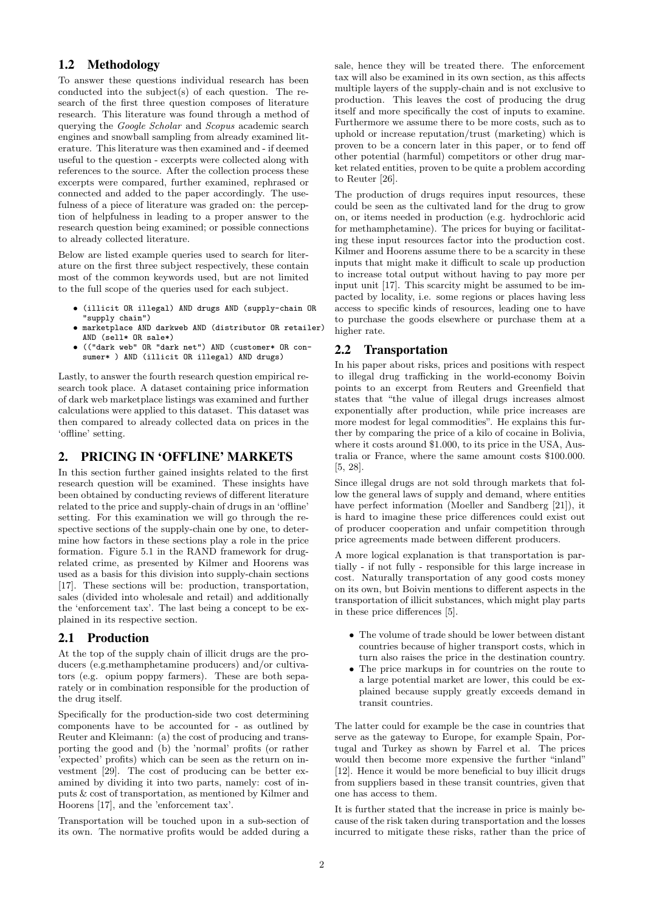## 1.2 Methodology

To answer these questions individual research has been conducted into the subject(s) of each question. The research of the first three question composes of literature research. This literature was found through a method of querying the *Google Scholar* and *Scopus* academic search engines and snowball sampling from already examined literature. This literature was then examined and - if deemed useful to the question - excerpts were collected along with references to the source. After the collection process these excerpts were compared, further examined, rephrased or connected and added to the paper accordingly. The usefulness of a piece of literature was graded on: the perception of helpfulness in leading to a proper answer to the research question being examined; or possible connections to already collected literature.

Below are listed example queries used to search for literature on the first three subject respectively, these contain most of the common keywords used, but are not limited to the full scope of the queries used for each subject.

- `(illicit OR illegal) AND drugs AND (supply-chain OR "supply chain")`
- `marketplace AND darkweb AND (distributor OR retailer) AND (sell* OR sale*)`
- `(("dark web" OR "dark net") AND (customer* OR consumer* ) AND (illicit OR illegal) AND drugs)`

Lastly, to answer the fourth research question empirical research took place. A dataset containing price information of dark web marketplace listings was examined and further calculations were applied to this dataset. This dataset was then compared to already collected data on prices in the 'offline' setting.

# 2. PRICING IN 'OFFLINE' MARKETS

In this section further gained insights related to the first research question will be examined. These insights have been obtained by conducting reviews of different literature related to the price and supply-chain of drugs in an 'offline' setting. For this examination we will go through the respective sections of the supply-chain one by one, to determine how factors in these sections play a role in the price formation. Figure 5.1 in the RAND framework for drug-related crime, as presented by Kilmer and Hoorens was used as a basis for this division into supply-chain sections [17]. These sections will be: production, transportation, sales (divided into wholesale and retail) and additionally the 'enforcement tax'. The last being a concept to be explained in its respective section.

## 2.1 Production

At the top of the supply chain of illicit drugs are the producers (e.g.methamphetamine producers) and/or cultivators (e.g. opium poppy farmers). These are both separately or in combination responsible for the production of the drug itself.

Specifically for the production-side two cost determining components have to be accounted for - as outlined by Reuter and Kleimann: (a) the cost of producing and transporting the good and (b) the 'normal' profits (or rather 'expected' profits) which can be seen as the return on investment [29]. The cost of producing can be better examined by dividing it into two parts, namely: cost of inputs & cost of transportation, as mentioned by Kilmer and Hoorens [17], and the 'enforcement tax'.

Transportation will be touched upon in a sub-section of its own. The normative profits would be added during a sale, hence they will be treated there. The enforcement tax will also be examined in its own section, as this affects multiple layers of the supply-chain and is not exclusive to production. This leaves the cost of producing the drug itself and more specifically the cost of inputs to examine. Furthermore we assume there to be more costs, such as to uphold or increase reputation/trust (marketing) which is proven to be a concern later in this paper, or to fend off other potential (harmful) competitors or other drug market related entities, proven to be quite a problem according to Reuter [26].

The production of drugs requires input resources, these could be seen as the cultivated land for the drug to grow on, or items needed in production (e.g. hydrochloric acid for methamphetamine). The prices for buying or facilitating these input resources factor into the production cost. Kilmer and Hoorens assume there to be a scarcity in these inputs that might make it difficult to scale up production to increase total output without having to pay more per input unit [17]. This scarcity might be assumed to be impacted by locality, i.e. some regions or places having less access to specific kinds of resources, leading one to have to purchase the goods elsewhere or purchase them at a higher rate.

## 2.2 Transportation

In his paper about risks, prices and positions with respect to illegal drug trafficking in the world-economy Boivin points to an excerpt from Reuters and Greenfield that states that "the value of illegal drugs increases almost exponentially after production, while price increases are more modest for legal commodities". He explains this further by comparing the price of a kilo of cocaine in Bolivia, where it costs around \$1.000, to its price in the USA, Australia or France, where the same amount costs \$100.000. [5, 28].

Since illegal drugs are not sold through markets that follow the general laws of supply and demand, where entities have perfect information (Moeller and Sandberg [21]), it is hard to imagine these price differences could exist out of producer cooperation and unfair competition through price agreements made between different producers.

A more logical explanation is that transportation is partially - if not fully - responsible for this large increase in cost. Naturally transportation of any good costs money on its own, but Boivin mentions to different aspects in the transportation of illicit substances, which might play parts in these price differences [5].

- The volume of trade should be lower between distant countries because of higher transport costs, which in turn also raises the price in the destination country.
- The price markups in for countries on the route to a large potential market are lower, this could be explained because supply greatly exceeds demand in transit countries.

The latter could for example be the case in countries that serve as the gateway to Europe, for example Spain, Portugal and Turkey as shown by Farrel et al. The prices would then become more expensive the further "inland" [12]. Hence it would be more beneficial to buy illicit drugs from suppliers based in these transit countries, given that one has access to them.

It is further stated that the increase in price is mainly because of the risk taken during transportation and the losses incurred to mitigate these risks, rather than the price of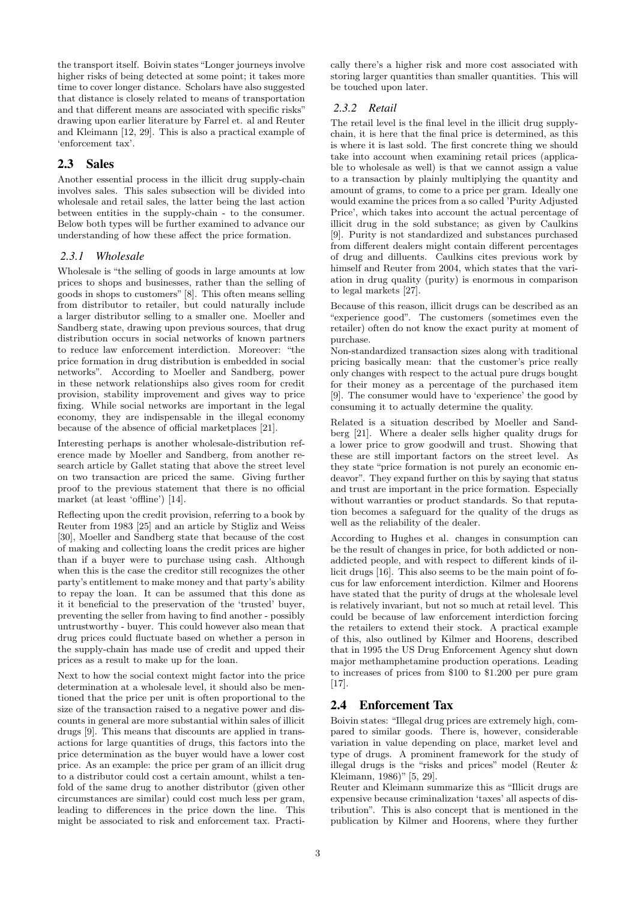the transport itself. Boivin states "Longer journeys involve higher risks of being detected at some point; it takes more time to cover longer distance. Scholars have also suggested that distance is closely related to means of transportation and that different means are associated with specific risks" drawing upon earlier literature by Farrel et. al and Reuter and Kleimann [12, 29]. This is also a practical example of 'enforcement tax'.

## 2.3 Sales

Another essential process in the illicit drug supply-chain involves sales. This sales subsection will be divided into wholesale and retail sales, the latter being the last action between entities in the supply-chain - to the consumer. Below both types will be further examined to advance our understanding of how these affect the price formation.

### *2.3.1 Wholesale*

Wholesale is "the selling of goods in large amounts at low prices to shops and businesses, rather than the selling of goods in shops to customers" [8]. This often means selling from distributor to retailer, but could naturally include a larger distributor selling to a smaller one. Moeller and Sandberg state, drawing upon previous sources, that drug distribution occurs in social networks of known partners to reduce law enforcement interdiction. Moreover: "the price formation in drug distribution is embedded in social networks". According to Moeller and Sandberg, power in these network relationships also gives room for credit provision, stability improvement and gives way to price fixing. While social networks are important in the legal economy, they are indispensable in the illegal economy because of the absence of official marketplaces [21].

Interesting perhaps is another wholesale-distribution reference made by Moeller and Sandberg, from another research article by Gallet stating that above the street level on two transaction are priced the same. Giving further proof to the previous statement that there is no official market (at least 'offline') [14].

Reflecting upon the credit provision, referring to a book by Reuter from 1983 [25] and an article by Stigliz and Weiss [30], Moeller and Sandberg state that because of the cost of making and collecting loans the credit prices are higher than if a buyer were to purchase using cash. Although when this is the case the creditor still recognizes the other party's entitlement to make money and that party's ability to repay the loan. It can be assumed that this done as it it beneficial to the preservation of the 'trusted' buyer, preventing the seller from having to find another - possibly untrustworthy - buyer. This could however also mean that drug prices could fluctuate based on whether a person in the supply-chain has made use of credit and upped their prices as a result to make up for the loan.

Next to how the social context might factor into the price determination at a wholesale level, it should also be mentioned that the price per unit is often proportional to the size of the transaction raised to a negative power and discounts in general are more substantial within sales of illicit drugs [9]. This means that discounts are applied in transactions for large quantities of drugs, this factors into the price determination as the buyer would have a lower cost price. As an example: the price per gram of an illicit drug to a distributor could cost a certain amount, whilst a tenfold of the same drug to another distributor (given other circumstances are similar) could cost much less per gram, leading to differences in the price down the line. This might be associated to risk and enforcement tax. Practically there's a higher risk and more cost associated with storing larger quantities than smaller quantities. This will be touched upon later.

### *2.3.2 Retail*

The retail level is the final level in the illicit drug supply-chain, it is here that the final price is determined, as this is where it is last sold. The first concrete thing we should take into account when examining retail prices (applicable to wholesale as well) is that we cannot assign a value to a transaction by plainly multiplying the quantity and amount of grams, to come to a price per gram. Ideally one would examine the prices from a so called 'Purity Adjusted Price', which takes into account the actual percentage of illicit drug in the sold substance; as given by Caulkins [9]. Purity is not standardized and substances purchased from different dealers might contain different percentages of drug and dilluents. Caulkins cites previous work by himself and Reuter from 2004, which states that the variation in drug quality (purity) is enormous in comparison to legal markets [27].

Because of this reason, illicit drugs can be described as an "experience good". The customers (sometimes even the retailer) often do not know the exact purity at moment of purchase.
Non-standardized transaction sizes along with traditional pricing basically mean: that the customer's price really only changes with respect to the actual pure drugs bought for their money as a percentage of the purchased item [9]. The consumer would have to 'experience' the good by consuming it to actually determine the quality.

Related is a situation described by Moeller and Sandberg [21]. Where a dealer sells higher quality drugs for a lower price to grow goodwill and trust. Showing that these are still important factors on the street level. As they state "price formation is not purely an economic endeavor". They expand further on this by saying that status and trust are important in the price formation. Especially without warranties or product standards. So that reputation becomes a safeguard for the quality of the drugs as well as the reliability of the dealer.

According to Hughes et al. changes in consumption can be the result of changes in price, for both addicted or non-addicted people, and with respect to different kinds of illicit drugs [16]. This also seems to be the main point of focus for law enforcement interdiction. Kilmer and Hoorens have stated that the purity of drugs at the wholesale level is relatively invariant, but not so much at retail level. This could be because of law enforcement interdiction forcing the retailers to extend their stock. A practical example of this, also outlined by Kilmer and Hoorens, described that in 1995 the US Drug Enforcement Agency shut down major methamphetamine production operations. Leading to increases of prices from $100 to $1.200 per pure gram [17].

## 2.4 Enforcement Tax

Boivin states: "Illegal drug prices are extremely high, compared to similar goods. There is, however, considerable variation in value depending on place, market level and type of drugs. A prominent framework for the study of illegal drugs is the "risks and prices" model (Reuter & Kleimann, 1986)" [5, 29].
Reuter and Kleimann summarize this as "Illicit drugs are expensive because criminalization 'taxes' all aspects of distribution". This is also concept that is mentioned in the publication by Kilmer and Hoorens, where they further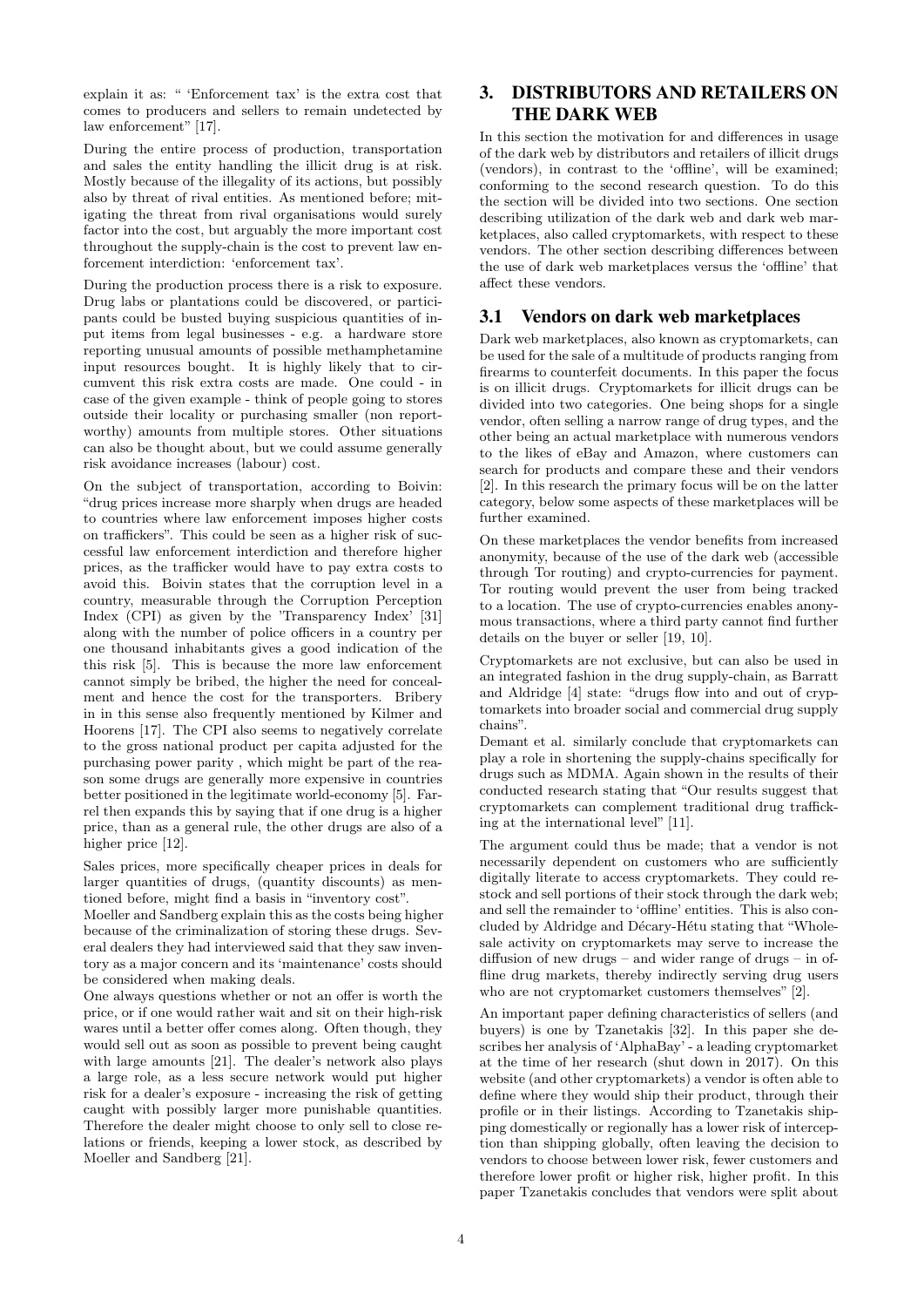explain it as: " 'Enforcement tax' is the extra cost that comes to producers and sellers to remain undetected by law enforcement" [17].

During the entire process of production, transportation and sales the entity handling the illicit drug is at risk. Mostly because of the illegality of its actions, but possibly also by threat of rival entities. As mentioned before; mitigating the threat from rival organisations would surely factor into the cost, but arguably the more important cost throughout the supply-chain is the cost to prevent law enforcement interdiction: 'enforcement tax'.

During the production process there is a risk to exposure. Drug labs or plantations could be discovered, or participants could be busted buying suspicious quantities of input items from legal businesses - e.g. a hardware store reporting unusual amounts of possible methamphetamine input resources bought. It is highly likely that to circumvent this risk extra costs are made. One could - in case of the given example - think of people going to stores outside their locality or purchasing smaller (non report-worthy) amounts from multiple stores. Other situations can also be thought about, but we could assume generally risk avoidance increases (labour) cost.

On the subject of transportation, according to Boivin: "drug prices increase more sharply when drugs are headed to countries where law enforcement imposes higher costs on traffickers". This could be seen as a higher risk of successful law enforcement interdiction and therefore higher prices, as the trafficker would have to pay extra costs to avoid this. Boivin states that the corruption level in a country, measurable through the Corruption Perception Index (CPI) as given by the 'Transparency Index' [31] along with the number of police officers in a country per one thousand inhabitants gives a good indication of the this risk [5]. This is because the more law enforcement cannot simply be bribed, the higher the need for concealment and hence the cost for the transporters. Bribery in in this sense also frequently mentioned by Kilmer and Hoorens [17]. The CPI also seems to negatively correlate to the gross national product per capita adjusted for the purchasing power parity , which might be part of the reason some drugs are generally more expensive in countries better positioned in the legitimate world-economy [5]. Farrel then expands this by saying that if one drug is a higher price, than as a general rule, the other drugs are also of a higher price [12].

Sales prices, more specifically cheaper prices in deals for larger quantities of drugs, (quantity discounts) as mentioned before, might find a basis in "inventory cost".
Moeller and Sandberg explain this as the costs being higher because of the criminalization of storing these drugs. Several dealers they had interviewed said that they saw inventory as a major concern and its 'maintenance' costs should be considered when making deals.
One always questions whether or not an offer is worth the price, or if one would rather wait and sit on their high-risk wares until a better offer comes along. Often though, they would sell out as soon as possible to prevent being caught with large amounts [21]. The dealer's network also plays a large role, as a less secure network would put higher risk for a dealer's exposure - increasing the risk of getting caught with possibly larger more punishable quantities. Therefore the dealer might choose to only sell to close relations or friends, keeping a lower stock, as described by Moeller and Sandberg [21].

# 3. DISTRIBUTORS AND RETAILERS ON THE DARK WEB

In this section the motivation for and differences in usage of the dark web by distributors and retailers of illicit drugs (vendors), in contrast to the 'offline', will be examined; conforming to the second research question. To do this the section will be divided into two sections. One section describing utilization of the dark web and dark web marketplaces, also called cryptomarkets, with respect to these vendors. The other section describing differences between the use of dark web marketplaces versus the 'offline' that affect these vendors.

## 3.1 Vendors on dark web marketplaces

Dark web marketplaces, also known as cryptomarkets, can be used for the sale of a multitude of products ranging from firearms to counterfeit documents. In this paper the focus is on illicit drugs. Cryptomarkets for illicit drugs can be divided into two categories. One being shops for a single vendor, often selling a narrow range of drug types, and the other being an actual marketplace with numerous vendors to the likes of eBay and Amazon, where customers can search for products and compare these and their vendors [2]. In this research the primary focus will be on the latter category, below some aspects of these marketplaces will be further examined.

On these marketplaces the vendor benefits from increased anonymity, because of the use of the dark web (accessible through Tor routing) and crypto-currencies for payment. Tor routing would prevent the user from being tracked to a location. The use of crypto-currencies enables anonymous transactions, where a third party cannot find further details on the buyer or seller [19, 10].

Cryptomarkets are not exclusive, but can also be used in an integrated fashion in the drug supply-chain, as Barratt and Aldridge [4] state: "drugs flow into and out of cryptomarkets into broader social and commercial drug supply chains".
Demant et al. similarly conclude that cryptomarkets can play a role in shortening the supply-chains specifically for drugs such as MDMA. Again shown in the results of their conducted research stating that "Our results suggest that cryptomarkets can complement traditional drug trafficking at the international level" [11].

The argument could thus be made; that a vendor is not necessarily dependent on customers who are sufficiently digitally literate to access cryptomarkets. They could restock and sell portions of their stock through the dark web; and sell the remainder to 'offline' entities. This is also concluded by Aldridge and Décary-Hétu stating that "Wholesale activity on cryptomarkets may serve to increase the diffusion of new drugs – and wider range of drugs – in offline drug markets, thereby indirectly serving drug users who are not cryptomarket customers themselves" [2].

An important paper defining characteristics of sellers (and buyers) is one by Tzanetakis [32]. In this paper she describes her analysis of 'AlphaBay' - a leading cryptomarket at the time of her research (shut down in 2017). On this website (and other cryptomarkets) a vendor is often able to define where they would ship their product, through their profile or in their listings. According to Tzanetakis shipping domestically or regionally has a lower risk of interception than shipping globally, often leaving the decision to vendors to choose between lower risk, fewer customers and therefore lower profit or higher risk, higher profit. In this paper Tzanetakis concludes that vendors were split about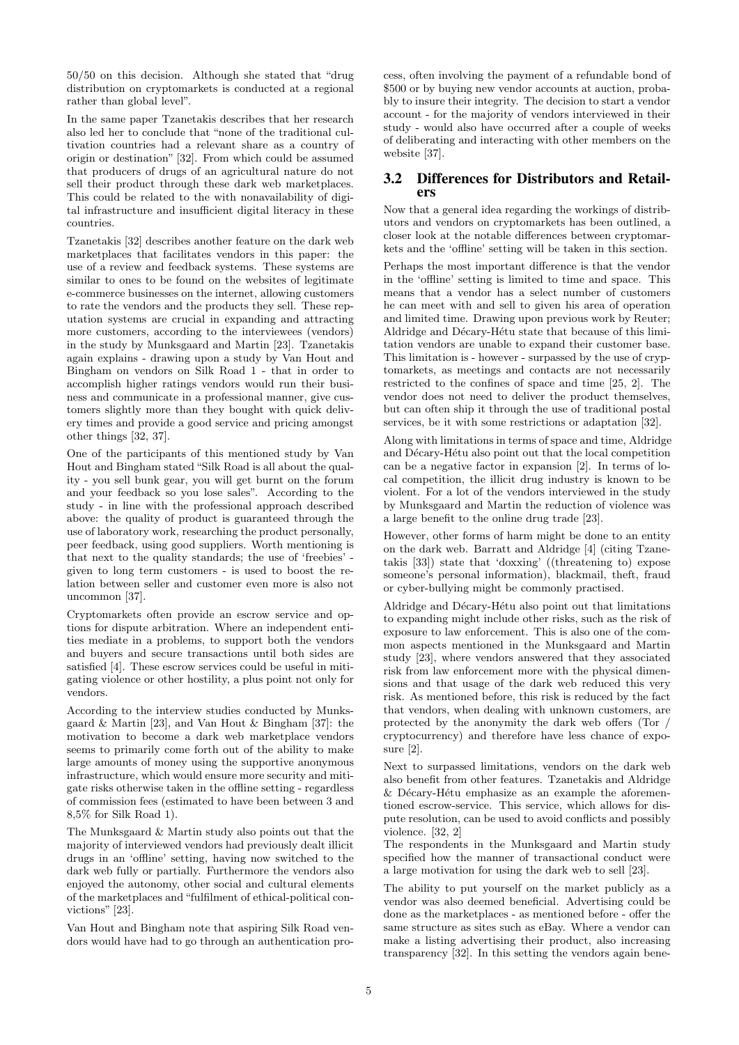50/50 on this decision. Although she stated that "drug distribution on cryptomarkets is conducted at a regional rather than global level".

In the same paper Tzanetakis describes that her research also led her to conclude that "none of the traditional cultivation countries had a relevant share as a country of origin or destination" [32]. From which could be assumed that producers of drugs of an agricultural nature do not sell their product through these dark web marketplaces. This could be related to the with nonavailability of digital infrastructure and insufficient digital literacy in these countries.

Tzanetakis [32] describes another feature on the dark web marketplaces that facilitates vendors in this paper: the use of a review and feedback systems. These systems are similar to ones to be found on the websites of legitimate e-commerce businesses on the internet, allowing customers to rate the vendors and the products they sell. These reputation systems are crucial in expanding and attracting more customers, according to the interviewees (vendors) in the study by Munksgaard and Martin [23]. Tzanetakis again explains - drawing upon a study by Van Hout and Bingham on vendors on Silk Road 1 - that in order to accomplish higher ratings vendors would run their business and communicate in a professional manner, give customers slightly more than they bought with quick delivery times and provide a good service and pricing amongst other things [32, 37].

One of the participants of this mentioned study by Van Hout and Bingham stated "Silk Road is all about the quality - you sell bunk gear, you will get burnt on the forum and your feedback so you lose sales". According to the study - in line with the professional approach described above: the quality of product is guaranteed through the use of laboratory work, researching the product personally, peer feedback, using good suppliers. Worth mentioning is that next to the quality standards; the use of 'freebies' - given to long term customers - is used to boost the relation between seller and customer even more is also not uncommon [37].

Cryptomarkets often provide an escrow service and options for dispute arbitration. Where an independent entities mediate in a problems, to support both the vendors and buyers and secure transactions until both sides are satisfied [4]. These escrow services could be useful in mitigating violence or other hostility, a plus point not only for vendors.

According to the interview studies conducted by Munksgaard & Martin [23], and Van Hout & Bingham [37]: the motivation to become a dark web marketplace vendors seems to primarily come forth out of the ability to make large amounts of money using the supportive anonymous infrastructure, which would ensure more security and mitigate risks otherwise taken in the offline setting - regardless of commission fees (estimated to have been between 3 and 8,5% for Silk Road 1).

The Munksgaard & Martin study also points out that the majority of interviewed vendors had previously dealt illicit drugs in an 'offline' setting, having now switched to the dark web fully or partially. Furthermore the vendors also enjoyed the autonomy, other social and cultural elements of the marketplaces and "fulfilment of ethical-political convictions" [23].

Van Hout and Bingham note that aspiring Silk Road vendors would have had to go through an authentication process, often involving the payment of a refundable bond of $500 or by buying new vendor accounts at auction, probably to insure their integrity. The decision to start a vendor account - for the majority of vendors interviewed in their study - would also have occurred after a couple of weeks of deliberating and interacting with other members on the website [37].

## 3.2 Differences for Distributors and Retailers

Now that a general idea regarding the workings of distributors and vendors on cryptomarkets has been outlined, a closer look at the notable differences between cryptomarkets and the 'offline' setting will be taken in this section.

Perhaps the most important difference is that the vendor in the 'offline' setting is limited to time and space. This means that a vendor has a select number of customers he can meet with and sell to given his area of operation and limited time. Drawing upon previous work by Reuter; Aldridge and Décary-Hétu state that because of this limitation vendors are unable to expand their customer base. This limitation is - however - surpassed by the use of cryptomarkets, as meetings and contacts are not necessarily restricted to the confines of space and time [25, 2]. The vendor does not need to deliver the product themselves, but can often ship it through the use of traditional postal services, be it with some restrictions or adaptation [32].

Along with limitations in terms of space and time, Aldridge and Décary-Hétu also point out that the local competition can be a negative factor in expansion [2]. In terms of local competition, the illicit drug industry is known to be violent. For a lot of the vendors interviewed in the study by Munksgaard and Martin the reduction of violence was a large benefit to the online drug trade [23].

However, other forms of harm might be done to an entity on the dark web. Barratt and Aldridge [4] (citing Tzanetakis [33]) state that 'doxxing' ((threatening to) expose someone's personal information), blackmail, theft, fraud or cyber-bullying might be commonly practised.

Aldridge and Décary-Hétu also point out that limitations to expanding might include other risks, such as the risk of exposure to law enforcement. This is also one of the common aspects mentioned in the Munksgaard and Martin study [23], where vendors answered that they associated risk from law enforcement more with the physical dimensions and that usage of the dark web reduced this very risk. As mentioned before, this risk is reduced by the fact that vendors, when dealing with unknown customers, are protected by the anonymity the dark web offers (Tor / cryptocurrency) and therefore have less chance of exposure [2].

Next to surpassed limitations, vendors on the dark web also benefit from other features. Tzanetakis and Aldridge & Décary-Hétu emphasize as an example the aforementioned escrow-service. This service, which allows for dispute resolution, can be used to avoid conflicts and possibly violence. [32, 2]

The respondents in the Munksgaard and Martin study specified how the manner of transactional conduct were a large motivation for using the dark web to sell [23].

The ability to put yourself on the market publicly as a vendor was also deemed beneficial. Advertising could be done as the marketplaces - as mentioned before - offer the same structure as sites such as eBay. Where a vendor can make a listing advertising their product, also increasing transparency [32]. In this setting the vendors again bene-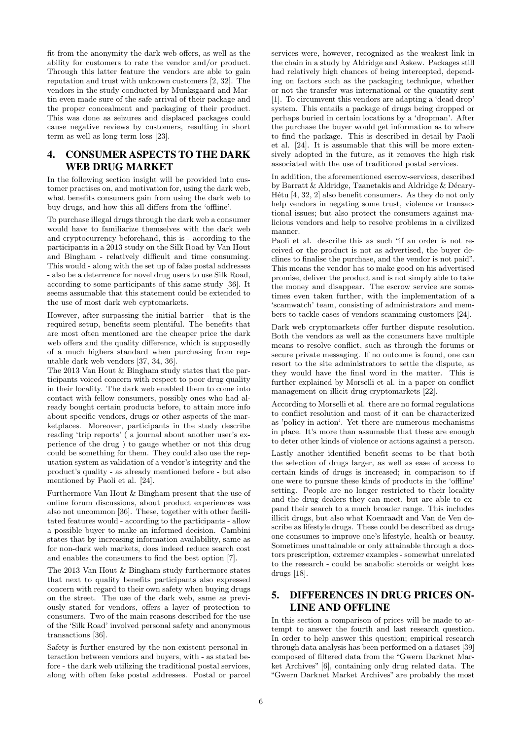fit from the anonymity the dark web offers, as well as the ability for customers to rate the vendor and/or product. Through this latter feature the vendors are able to gain reputation and trust with unknown customers [2, 32]. The vendors in the study conducted by Munksgaard and Martin even made sure of the safe arrival of their package and the proper concealment and packaging of their product. This was done as seizures and displaced packages could cause negative reviews by customers, resulting in short term as well as long term loss [23].

## 4. CONSUMER ASPECTS TO THE DARK WEB DRUG MARKET

In the following section insight will be provided into customer practises on, and motivation for, using the dark web, what benefits consumers gain from using the dark web to buy drugs, and how this all differs from the 'offline'.

To purchase illegal drugs through the dark web a consumer would have to familiarize themselves with the dark web and cryptocurrency beforehand, this is - according to the participants in a 2013 study on the Silk Road by Van Hout and Bingham - relatively difficult and time consuming. This would - along with the set up of false postal addresses - also be a deterrence for novel drug users to use Silk Road, according to some participants of this same study [36]. It seems assumable that this statement could be extended to the use of most dark web cyptomarkets.

However, after surpassing the initial barrier - that is the required setup, benefits seem plentiful. The benefits that are most often mentioned are the cheaper price the dark web offers and the quality difference, which is supposedly of a much highers standard when purchasing from reputable dark web vendors [37, 34, 36].

The 2013 Van Hout & Bingham study states that the participants voiced concern with respect to poor drug quality in their locality. The dark web enabled them to come into contact with fellow consumers, possibly ones who had already bought certain products before, to attain more info about specific vendors, drugs or other aspects of the marketplaces. Moreover, participants in the study describe reading 'trip reports' ( a journal about another user's experience of the drug ) to gauge whether or not this drug could be something for them. They could also use the reputation system as validation of a vendor's integrity and the product's quality - as already mentioned before - but also mentioned by Paoli et al. [24].

Furthermore Van Hout & Bingham present that the use of online forum discussions, about product experiences was also not uncommon [36]. These, together with other facilitated features would - according to the participants - allow a possible buyer to make an informed decision. Cambini states that by increasing information availability, same as for non-dark web markets, does indeed reduce search cost and enables the consumers to find the best option [7].

The 2013 Van Hout & Bingham study furthermore states that next to quality benefits participants also expressed concern with regard to their own safety when buying drugs on the street. The use of the dark web, same as previously stated for vendors, offers a layer of protection to consumers. Two of the main reasons described for the use of the 'Silk Road' involved personal safety and anonymous transactions [36].

Safety is further ensured by the non-existent personal interaction between vendors and buyers, with - as stated before - the dark web utilizing the traditional postal services, along with often fake postal addresses. Postal or parcel services were, however, recognized as the weakest link in the chain in a study by Aldridge and Askew. Packages still had relatively high chances of being intercepted, depending on factors such as the packaging technique, whether or not the transfer was international or the quantity sent [1]. To circumvent this vendors are adapting a 'dead drop' system. This entails a package of drugs being dropped or perhaps buried in certain locations by a 'dropman'. After the purchase the buyer would get information as to where to find the package. This is described in detail by Paoli et al. [24]. It is assumable that this will be more extensively adopted in the future, as it removes the high risk associated with the use of traditional postal services.

In addition, the aforementioned escrow-services, described by Barratt & Aldridge, Tzanetakis and Aldridge & Décary-Hétu [4, 32, 2] also benefit consumers. As they do not only help vendors in negating some trust, violence or transactional issues; but also protect the consumers against malicious vendors and help to resolve problems in a civilized manner.

Paoli et al. describe this as such "if an order is not received or the product is not as advertised, the buyer declines to finalise the purchase, and the vendor is not paid". This means the vendor has to make good on his advertised promise, deliver the product and is not simply able to take the money and disappear. The escrow service are sometimes even taken further, with the implementation of a 'scamwatch' team, consisting of administrators and members to tackle cases of vendors scamming customers [24].

Dark web cryptomarkets offer further dispute resolution. Both the vendors as well as the consumers have multiple means to resolve conflict, such as through the forums or secure private messaging. If no outcome is found, one can resort to the site administrators to settle the dispute, as they would have the final word in the matter. This is further explained by Morselli et al. in a paper on conflict management on illicit drug cryptomarkets [22].

According to Morselli et al. there are no formal regulations to conflict resolution and most of it can be characterized as 'policy in action'. Yet there are numerous mechanisms in place. It's more than assumable that these are enough to deter other kinds of violence or actions against a person.

Lastly another identified benefit seems to be that both the selection of drugs larger, as well as ease of access to certain kinds of drugs is increased; in comparison to if one were to pursue these kinds of products in the 'offline' setting. People are no longer restricted to their locality and the drug dealers they can meet, but are able to expand their search to a much broader range. This includes illicit drugs, but also what Koenraadt and Van de Ven describe as lifestyle drugs. These could be described as drugs one consumes to improve one's lifestyle, health or beauty. Sometimes unattainable or only attainable through a doctors prescription, extremer examples - somewhat unrelated to the research - could be anabolic steroids or weight loss drugs [18].

## 5. DIFFERENCES IN DRUG PRICES ONLINE AND OFFLINE

In this section a comparison of prices will be made to attempt to answer the fourth and last research question. In order to help answer this question; empirical research through data analysis has been performed on a dataset [39] composed of filtered data from the "Gwern Darknet Market Archives" [6], containing only drug related data. The "Gwern Darknet Market Archives" are probably the most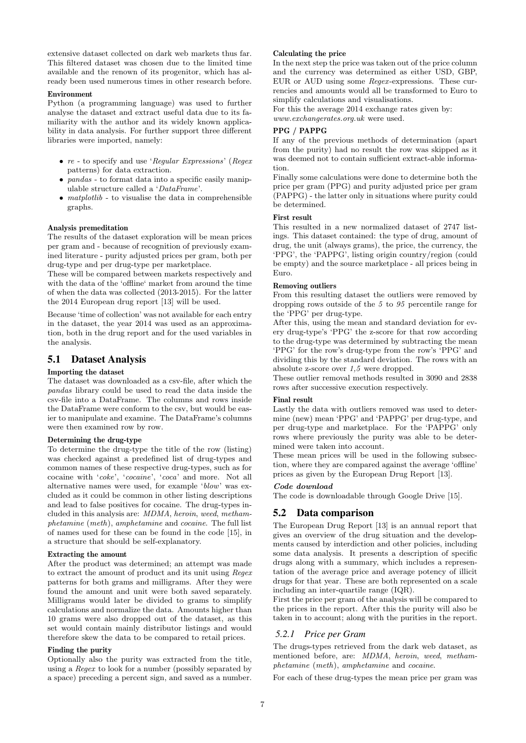extensive dataset collected on dark web markets thus far. This filtered dataset was chosen due to the limited time available and the renown of its progenitor, which has already been used numerous times in other research before.

**Environment**

Python (a programming language) was used to further analyse the dataset and extract useful data due to its familiarity with the author and its widely known applicability in data analysis. For further support three different libraries were imported, namely:

- *re* - to specify and use '*Regular Expressions*' (*Regex* patterns) for data extraction.
- *pandas* - to format data into a specific easily manipulable structure called a '*DataFrame*'.
- *matplotlib* - to visualise the data in comprehensible graphs.

**Analysis premeditation**

The results of the dataset exploration will be mean prices per gram and - because of recognition of previously examined literature - purity adjusted prices per gram, both per drug-type and per drug-type per marketplace.

These will be compared between markets respectively and with the data of the 'offline' market from around the time of when the data was collected (2013-2015). For the latter the 2014 European drug report [13] will be used.

Because 'time of collection' was not available for each entry in the dataset, the year 2014 was used as an approximation, both in the drug report and for the used variables in the analysis.

## 5.1 Dataset Analysis

**Importing the dataset**

The dataset was downloaded as a csv-file, after which the *pandas* library could be used to read the data inside the csv-file into a DataFrame. The columns and rows inside the DataFrame were conform to the csv, but would be easier to manipulate and examine. The DataFrame's columns were then examined row by row.

**Determining the drug-type**

To determine the drug-type the title of the row (listing) was checked against a predefined list of drug-types and common names of these respective drug-types, such as for cocaine with '*coke*', '*cocaine*', '*coca*' and more. Not all alternative names were used, for example '*blow*' was excluded as it could be common in other listing descriptions and lead to false positives for cocaine. The drug-types included in this analysis are: *MDMA*, *heroin*, *weed*, *methamphetamine* (*meth*), *amphetamine* and *cocaine*. The full list of names used for these can be found in the code [15], in a structure that should be self-explanatory.

**Extracting the amount**

After the product was determined; an attempt was made to extract the amount of product and its unit using *Regex* patterns for both grams and milligrams. After they were found the amount and unit were both saved separately. Milligrams would later be divided to grams to simplify calculations and normalize the data. Amounts higher than 10 grams were also dropped out of the dataset, as this set would contain mainly distributor listings and would therefore skew the data to be compared to retail prices.

**Finding the purity**

Optionally also the purity was extracted from the title, using a *Regex* to look for a number (possibly separated by a space) preceding a percent sign, and saved as a number.

**Calculating the price**

In the next step the price was taken out of the price column and the currency was determined as either USD, GBP, EUR or AUD using some *Regex*-expressions. These currencies and amounts would all be transformed to Euro to simplify calculations and visualisations.

For this the average 2014 exchange rates given by: *www.exchangerates.org.uk* were used.

**PPG / PAPPG**

If any of the previous methods of determination (apart from the purity) had no result the row was skipped as it was deemed not to contain sufficient extract-able information.

Finally some calculations were done to determine both the price per gram (PPG) and purity adjusted price per gram (PAPPG) - the latter only in situations where purity could be determined.

**First result**

This resulted in a new normalized dataset of 2747 listings. This dataset contained: the type of drug, amount of drug, the unit (always grams), the price, the currency, the 'PPG', the 'PAPPG', listing origin country/region (could be empty) and the source marketplace - all prices being in Euro.

**Removing outliers**

From this resulting dataset the outliers were removed by dropping rows outside of the *5* to *95* percentile range for the 'PPG' per drug-type.

After this, using the mean and standard deviation for every drug-type's 'PPG' the z-score for that row according to the drug-type was determined by subtracting the mean 'PPG' for the row's drug-type from the row's 'PPG' and dividing this by the standard deviation. The rows with an absolute z-score over *1,5* were dropped.

These outlier removal methods resulted in 3090 and 2838 rows after successive execution respectively.

**Final result**

Lastly the data with outliers removed was used to determine (new) mean 'PPG' and 'PAPPG' per drug-type, and per drug-type and marketplace. For the 'PAPPG' only rows where previously the purity was able to be determined were taken into account.

These mean prices will be used in the following subsection, where they are compared against the average 'offline' prices as given by the European Drug Report [13].

***Code download***

The code is downloadable through Google Drive [15].

## 5.2 Data comparison

The European Drug Report [13] is an annual report that gives an overview of the drug situation and the developments caused by interdiction and other policies, including some data analysis. It presents a description of specific drugs along with a summary, which includes a representation of the average price and average potency of illicit drugs for that year. These are both represented on a scale including an inter-quartile range (IQR).

First the price per gram of the analysis will be compared to the prices in the report. After this the purity will also be taken in to account; along with the purities in the report.

### *5.2.1 Price per Gram*

The drugs-types retrieved from the dark web dataset, as mentioned before, are: *MDMA*, *heroin*, *weed*, *methamphetamine* (*meth*), *amphetamine* and *cocaine*.

For each of these drug-types the mean price per gram was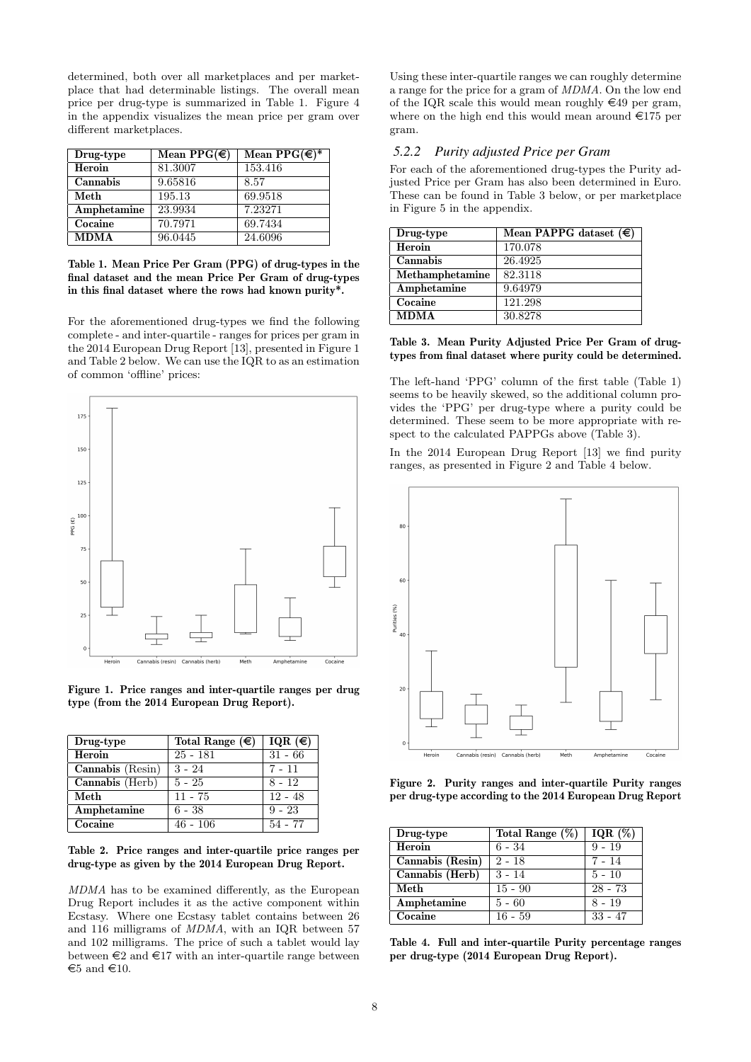determined, both over all marketplaces and per marketplace that had determinable listings. The overall mean price per drug-type is summarized in Table 1. Figure 4 in the appendix visualizes the mean price per gram over different marketplaces.

| Drug-type | Mean PPG(€) | Mean PPG(€)* |
|---|---|---|
| **Heroin** | 81.3007 | 153.416 |
| **Cannabis** | 9.65816 | 8.57 |
| **Meth** | 195.13 | 69.9518 |
| **Amphetamine** | 23.9934 | 7.23271 |
| **Cocaine** | 70.7971 | 69.7434 |
| **MDMA** | 96.0445 | 24.6096 |

**Table 1. Mean Price Per Gram (PPG) of drug-types in the final dataset and the mean Price Per Gram of drug-types in this final dataset where the rows had known purity*.**

For the aforementioned drug-types we find the following complete - and inter-quartile - ranges for prices per gram in the 2014 European Drug Report [13], presented in Figure 1 and Table 2 below. We can use the IQR to as an estimation of common 'offline' prices:

**Figure 1. Price ranges and inter-quartile ranges per drug type (from the 2014 European Drug Report).**

| Drug-type | Total Range (€) | IQR (€) |
|---|---|---|
| **Heroin** | 25 - 181 | 31 - 66 |
| **Cannabis** (Resin) | 3 - 24 | 7 - 11 |
| **Cannabis** (Herb) | 5 - 25 | 8 - 12 |
| **Meth** | 11 - 75 | 12 - 48 |
| **Amphetamine** | 6 - 38 | 9 - 23 |
| **Cocaine** | 46 - 106 | 54 - 77 |

**Table 2. Price ranges and inter-quartile price ranges per drug-type as given by the 2014 European Drug Report.**

*MDMA* has to be examined differently, as the European Drug Report includes it as the active component within Ecstasy. Where one Ecstasy tablet contains between 26 and 116 milligrams of *MDMA*, with an IQR between 57 and 102 milligrams. The price of such a tablet would lay between €2 and €17 with an inter-quartile range between €5 and €10.

Using these inter-quartile ranges we can roughly determine a range for the price for a gram of *MDMA*. On the low end of the IQR scale this would mean roughly €49 per gram, where on the high end this would mean around €175 per gram.

### *5.2.2 Purity adjusted Price per Gram*

For each of the aforementioned drug-types the Purity adjusted Price per Gram has also been determined in Euro. These can be found in Table 3 below, or per marketplace in Figure 5 in the appendix.

| Drug-type | Mean PAPPG dataset (€) |
|---|---|
| **Heroin** | 170.078 |
| **Cannabis** | 26.4925 |
| **Methamphetamine** | 82.3118 |
| **Amphetamine** | 9.64979 |
| **Cocaine** | 121.298 |
| **MDMA** | 30.8278 |

**Table 3. Mean Purity Adjusted Price Per Gram of drug-types from final dataset where purity could be determined.**

The left-hand 'PPG' column of the first table (Table 1) seems to be heavily skewed, so the additional column provides the 'PPG' per drug-type where a purity could be determined. These seem to be more appropriate with respect to the calculated PAPPGs above (Table 3).

In the 2014 European Drug Report [13] we find purity ranges, as presented in Figure 2 and Table 4 below.

**Figure 2. Purity ranges and inter-quartile Purity ranges per drug-type according to the 2014 European Drug Report**

| Drug-type | Total Range (%) | IQR (%) |
|---|---|---|
| **Heroin** | 6 - 34 | 9 - 19 |
| **Cannabis (Resin)** | 2 - 18 | 7 - 14 |
| **Cannabis (Herb)** | 3 - 14 | 5 - 10 |
| **Meth** | 15 - 90 | 28 - 73 |
| **Amphetamine** | 5 - 60 | 8 - 19 |
| **Cocaine** | 16 - 59 | 33 - 47 |

**Table 4. Full and inter-quartile Purity percentage ranges per drug-type (2014 European Drug Report).**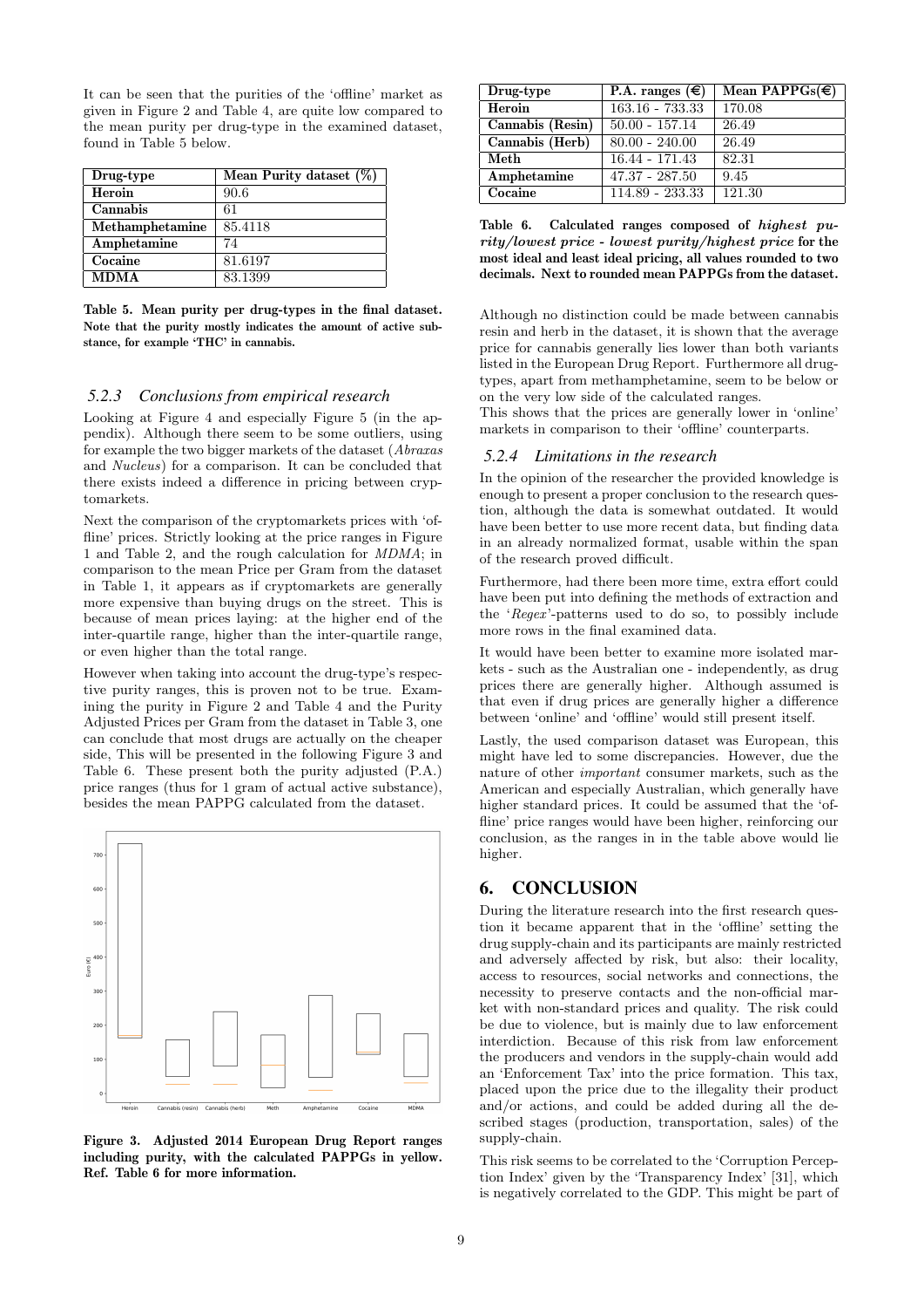It can be seen that the purities of the 'offline' market as given in Figure 2 and Table 4, are quite low compared to the mean purity per drug-type in the examined dataset, found in Table 5 below.

| Drug-type | Mean Purity dataset (%) |
|---|---|
| **Heroin** | 90.6 |
| **Cannabis** | 61 |
| **Methamphetamine** | 85.4118 |
| **Amphetamine** | 74 |
| **Cocaine** | 81.6197 |
| **MDMA** | 83.1399 |

**Table 5. Mean purity per drug-types in the final dataset. Note that the purity mostly indicates the amount of active substance, for example 'THC' in cannabis.**

### *5.2.3 Conclusions from empirical research*

Looking at Figure 4 and especially Figure 5 (in the appendix). Although there seem to be some outliers, using for example the two bigger markets of the dataset (*Abraxas* and *Nucleus*) for a comparison. It can be concluded that there exists indeed a difference in pricing between cryptomarkets.

Next the comparison of the cryptomarkets prices with 'offline' prices. Strictly looking at the price ranges in Figure 1 and Table 2, and the rough calculation for *MDMA*; in comparison to the mean Price per Gram from the dataset in Table 1, it appears as if cryptomarkets are generally more expensive than buying drugs on the street. This is because of mean prices laying: at the higher end of the inter-quartile range, higher than the inter-quartile range, or even higher than the total range.

However when taking into account the drug-type's respective purity ranges, this is proven not to be true. Examining the purity in Figure 2 and Table 4 and the Purity Adjusted Prices per Gram from the dataset in Table 3, one can conclude that most drugs are actually on the cheaper side, This will be presented in the following Figure 3 and Table 6. These present both the purity adjusted (P.A.) price ranges (thus for 1 gram of actual active substance), besides the mean PAPPG calculated from the dataset.

**Figure 3. Adjusted 2014 European Drug Report ranges including purity, with the calculated PAPPGs in yellow. Ref. Table 6 for more information.**

| Drug-type | P.A. ranges (€) | Mean PAPPGs(€) |
|---|---|---|
| **Heroin** | 163.16 - 733.33 | 170.08 |
| **Cannabis (Resin)** | 50.00 - 157.14 | 26.49 |
| **Cannabis (Herb)** | 80.00 - 240.00 | 26.49 |
| **Meth** | 16.44 - 171.43 | 82.31 |
| **Amphetamine** | 47.37 - 287.50 | 9.45 |
| **Cocaine** | 114.89 - 233.33 | 121.30 |

**Table 6. Calculated ranges composed of *highest purity/lowest price - lowest purity/highest price* for the most ideal and least ideal pricing, all values rounded to two decimals. Next to rounded mean PAPPGs from the dataset.**

Although no distinction could be made between cannabis resin and herb in the dataset, it is shown that the average price for cannabis generally lies lower than both variants listed in the European Drug Report. Furthermore all drug-types, apart from methamphetamine, seem to be below or on the very low side of the calculated ranges.

This shows that the prices are generally lower in 'online' markets in comparison to their 'offline' counterparts.

### *5.2.4 Limitations in the research*

In the opinion of the researcher the provided knowledge is enough to present a proper conclusion to the research question, although the data is somewhat outdated. It would have been better to use more recent data, but finding data in an already normalized format, usable within the span of the research proved difficult.

Furthermore, had there been more time, extra effort could have been put into defining the methods of extraction and the '*Regex*'-patterns used to do so, to possibly include more rows in the final examined data.

It would have been better to examine more isolated markets - such as the Australian one - independently, as drug prices there are generally higher. Although assumed is that even if drug prices are generally higher a difference between 'online' and 'offline' would still present itself.

Lastly, the used comparison dataset was European, this might have led to some discrepancies. However, due the nature of other *important* consumer markets, such as the American and especially Australian, which generally have higher standard prices. It could be assumed that the 'offline' price ranges would have been higher, reinforcing our conclusion, as the ranges in in the table above would lie higher.

## 6. CONCLUSION

During the literature research into the first research question it became apparent that in the 'offline' setting the drug supply-chain and its participants are mainly restricted and adversely affected by risk, but also: their locality, access to resources, social networks and connections, the necessity to preserve contacts and the non-official market with non-standard prices and quality. The risk could be due to violence, but is mainly due to law enforcement interdiction. Because of this risk from law enforcement the producers and vendors in the supply-chain would add an 'Enforcement Tax' into the price formation. This tax, placed upon the price due to the illegality their product and/or actions, and could be added during all the described stages (production, transportation, sales) of the supply-chain.

This risk seems to be correlated to the 'Corruption Perception Index' given by the 'Transparency Index' [31], which is negatively correlated to the GDP. This might be part of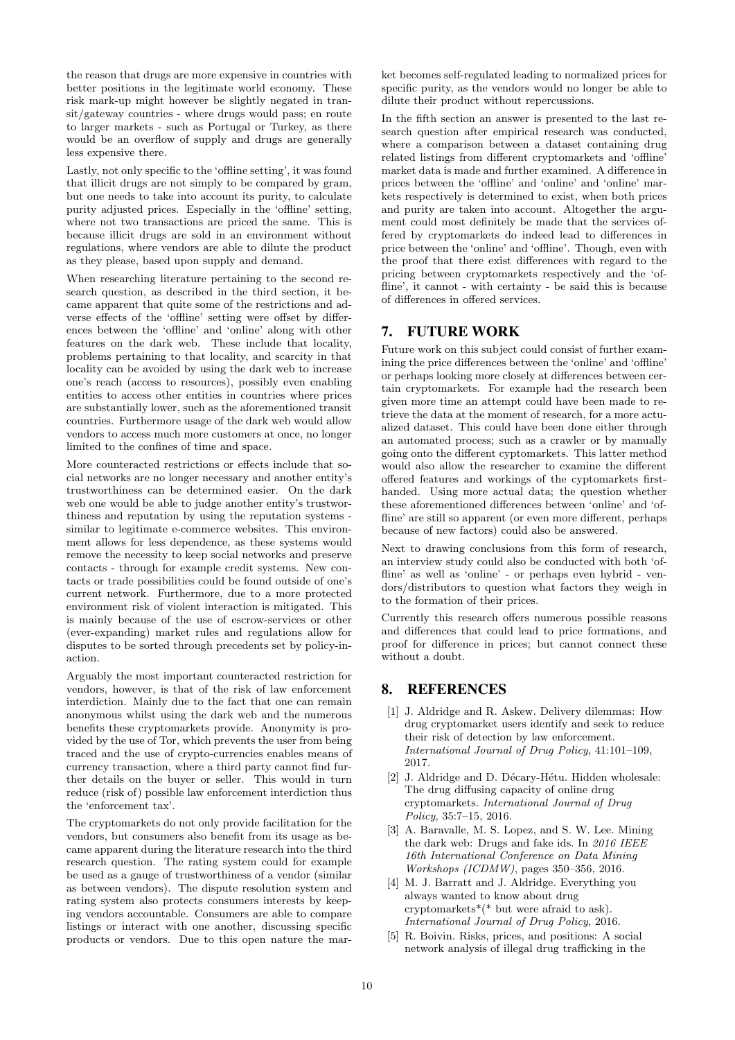the reason that drugs are more expensive in countries with better positions in the legitimate world economy. These risk mark-up might however be slightly negated in transit/gateway countries - where drugs would pass; en route to larger markets - such as Portugal or Turkey, as there would be an overflow of supply and drugs are generally less expensive there.

Lastly, not only specific to the 'offline setting', it was found that illicit drugs are not simply to be compared by gram, but one needs to take into account its purity, to calculate purity adjusted prices. Especially in the 'offline' setting, where not two transactions are priced the same. This is because illicit drugs are sold in an environment without regulations, where vendors are able to dilute the product as they please, based upon supply and demand.

When researching literature pertaining to the second research question, as described in the third section, it became apparent that quite some of the restrictions and adverse effects of the 'offline' setting were offset by differences between the 'offline' and 'online' along with other features on the dark web. These include that locality, problems pertaining to that locality, and scarcity in that locality can be avoided by using the dark web to increase one's reach (access to resources), possibly even enabling entities to access other entities in countries where prices are substantially lower, such as the aforementioned transit countries. Furthermore usage of the dark web would allow vendors to access much more customers at once, no longer limited to the confines of time and space.

More counteracted restrictions or effects include that social networks are no longer necessary and another entity's trustworthiness can be determined easier. On the dark web one would be able to judge another entity's trustworthiness and reputation by using the reputation systems - similar to legitimate e-commerce websites. This environment allows for less dependence, as these systems would remove the necessity to keep social networks and preserve contacts - through for example credit systems. New contacts or trade possibilities could be found outside of one's current network. Furthermore, due to a more protected environment risk of violent interaction is mitigated. This is mainly because of the use of escrow-services or other (ever-expanding) market rules and regulations allow for disputes to be sorted through precedents set by policy-inaction.

Arguably the most important counteracted restriction for vendors, however, is that of the risk of law enforcement interdiction. Mainly due to the fact that one can remain anonymous whilst using the dark web and the numerous benefits these cryptomarkets provide. Anonymity is provided by the use of Tor, which prevents the user from being traced and the use of crypto-currencies enables means of currency transaction, where a third party cannot find further details on the buyer or seller. This would in turn reduce (risk of) possible law enforcement interdiction thus the 'enforcement tax'.

The cryptomarkets do not only provide facilitation for the vendors, but consumers also benefit from its usage as became apparent during the literature research into the third research question. The rating system could for example be used as a gauge of trustworthiness of a vendor (similar as between vendors). The dispute resolution system and rating system also protects consumers interests by keeping vendors accountable. Consumers are able to compare listings or interact with one another, discussing specific products or vendors. Due to this open nature the market becomes self-regulated leading to normalized prices for specific purity, as the vendors would no longer be able to dilute their product without repercussions.

In the fifth section an answer is presented to the last research question after empirical research was conducted, where a comparison between a dataset containing drug related listings from different cryptomarkets and 'offline' market data is made and further examined. A difference in prices between the 'offline' and 'online' and 'online' markets respectively is determined to exist, when both prices and purity are taken into account. Altogether the argument could most definitely be made that the services offered by cryptomarkets do indeed lead to differences in price between the 'online' and 'offline'. Though, even with the proof that there exist differences with regard to the pricing between cryptomarkets respectively and the 'offline', it cannot - with certainty - be said this is because of differences in offered services.

## 7. FUTURE WORK

Future work on this subject could consist of further examining the price differences between the 'online' and 'offline' or perhaps looking more closely at differences between certain cryptomarkets. For example had the research been given more time an attempt could have been made to retrieve the data at the moment of research, for a more actualized dataset. This could have been done either through an automated process; such as a crawler or by manually going onto the different cyptomarkets. This latter method would also allow the researcher to examine the different offered features and workings of the cyptomarkets firsthanded. Using more actual data; the question whether these aforementioned differences between 'online' and 'offline' are still so apparent (or even more different, perhaps because of new factors) could also be answered.

Next to drawing conclusions from this form of research, an interview study could also be conducted with both 'offline' as well as 'online' - or perhaps even hybrid - vendors/distributors to question what factors they weigh in to the formation of their prices.

Currently this research offers numerous possible reasons and differences that could lead to price formations, and proof for difference in prices; but cannot connect these without a doubt.

## 8. REFERENCES

[1] J. Aldridge and R. Askew. Delivery dilemmas: How drug cryptomarket users identify and seek to reduce their risk of detection by law enforcement. *International Journal of Drug Policy*, 41:101–109, 2017.

[2] J. Aldridge and D. Décary-Hétu. Hidden wholesale: The drug diffusing capacity of online drug cryptomarkets. *International Journal of Drug Policy*, 35:7–15, 2016.

[3] A. Baravalle, M. S. Lopez, and S. W. Lee. Mining the dark web: Drugs and fake ids. In *2016 IEEE 16th International Conference on Data Mining Workshops (ICDMW)*, pages 350–356, 2016.

[4] M. J. Barratt and J. Aldridge. Everything you always wanted to know about drug cryptomarkets*(* but were afraid to ask). *International Journal of Drug Policy*, 2016.

[5] R. Boivin. Risks, prices, and positions: A social network analysis of illegal drug trafficking in the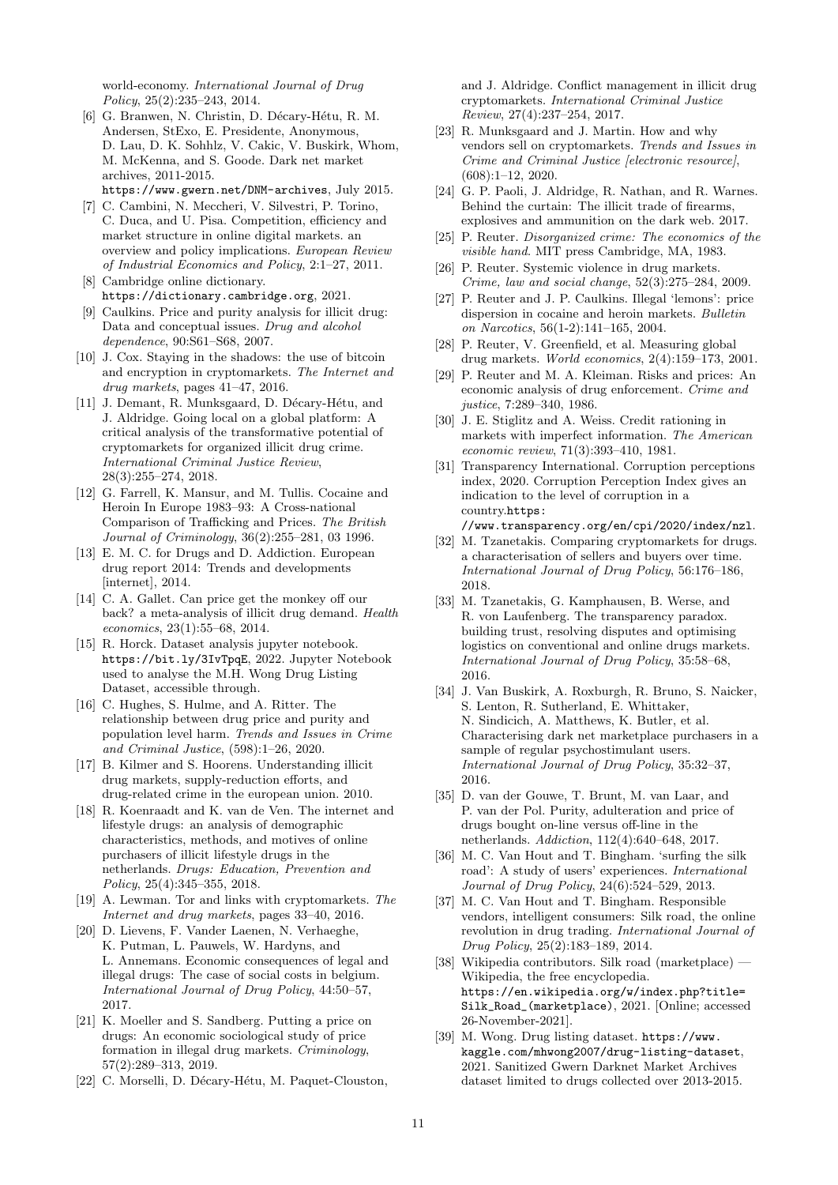world-economy. *International Journal of Drug Policy*, 25(2):235–243, 2014.

[6] G. Branwen, N. Christin, D. Décary-Hétu, R. M. Andersen, StExo, E. Presidente, Anonymous, D. Lau, D. K. Sohhlz, V. Cakic, V. Buskirk, Whom, M. McKenna, and S. Goode. Dark net market archives, 2011-2015. https://www.gwern.net/DNM-archives, July 2015.

[7] C. Cambini, N. Meccheri, V. Silvestri, P. Torino, C. Duca, and U. Pisa. Competition, efficiency and market structure in online digital markets. an overview and policy implications. *European Review of Industrial Economics and Policy*, 2:1–27, 2011.

[8] Cambridge online dictionary. https://dictionary.cambridge.org, 2021.

[9] Caulkins. Price and purity analysis for illicit drug: Data and conceptual issues. *Drug and alcohol dependence*, 90:S61–S68, 2007.

[10] J. Cox. Staying in the shadows: the use of bitcoin and encryption in cryptomarkets. *The Internet and drug markets*, pages 41–47, 2016.

[11] J. Demant, R. Munksgaard, D. Décary-Hétu, and J. Aldridge. Going local on a global platform: A critical analysis of the transformative potential of cryptomarkets for organized illicit drug crime. *International Criminal Justice Review*, 28(3):255–274, 2018.

[12] G. Farrell, K. Mansur, and M. Tullis. Cocaine and Heroin In Europe 1983–93: A Cross-national Comparison of Trafficking and Prices. *The British Journal of Criminology*, 36(2):255–281, 03 1996.

[13] E. M. C. for Drugs and D. Addiction. European drug report 2014: Trends and developments [internet], 2014.

[14] C. A. Gallet. Can price get the monkey off our back? a meta-analysis of illicit drug demand. *Health economics*, 23(1):55–68, 2014.

[15] R. Horck. Dataset analysis jupyter notebook. https://bit.ly/3IvTpqE, 2022. Jupyter Notebook used to analyse the M.H. Wong Drug Listing Dataset, accessible through.

[16] C. Hughes, S. Hulme, and A. Ritter. The relationship between drug price and purity and population level harm. *Trends and Issues in Crime and Criminal Justice*, (598):1–26, 2020.

[17] B. Kilmer and S. Hoorens. Understanding illicit drug markets, supply-reduction efforts, and drug-related crime in the european union. 2010.

[18] R. Koenraadt and K. van de Ven. The internet and lifestyle drugs: an analysis of demographic characteristics, methods, and motives of online purchasers of illicit lifestyle drugs in the netherlands. *Drugs: Education, Prevention and Policy*, 25(4):345–355, 2018.

[19] A. Lewman. Tor and links with cryptomarkets. *The Internet and drug markets*, pages 33–40, 2016.

[20] D. Lievens, F. Vander Laenen, N. Verhaeghe, K. Putman, L. Pauwels, W. Hardyns, and L. Annemans. Economic consequences of legal and illegal drugs: The case of social costs in belgium. *International Journal of Drug Policy*, 44:50–57, 2017.

[21] K. Moeller and S. Sandberg. Putting a price on drugs: An economic sociological study of price formation in illegal drug markets. *Criminology*, 57(2):289–313, 2019.

[22] C. Morselli, D. Décary-Hétu, M. Paquet-Clouston, and J. Aldridge. Conflict management in illicit drug cryptomarkets. *International Criminal Justice Review*, 27(4):237–254, 2017.

[23] R. Munksgaard and J. Martin. How and why vendors sell on cryptomarkets. *Trends and Issues in Crime and Criminal Justice [electronic resource]*, (608):1–12, 2020.

[24] G. P. Paoli, J. Aldridge, R. Nathan, and R. Warnes. Behind the curtain: The illicit trade of firearms, explosives and ammunition on the dark web. 2017.

[25] P. Reuter. *Disorganized crime: The economics of the visible hand*. MIT press Cambridge, MA, 1983.

[26] P. Reuter. Systemic violence in drug markets. *Crime, law and social change*, 52(3):275–284, 2009.

[27] P. Reuter and J. P. Caulkins. Illegal 'lemons': price dispersion in cocaine and heroin markets. *Bulletin on Narcotics*, 56(1-2):141–165, 2004.

[28] P. Reuter, V. Greenfield, et al. Measuring global drug markets. *World economics*, 2(4):159–173, 2001.

[29] P. Reuter and M. A. Kleiman. Risks and prices: An economic analysis of drug enforcement. *Crime and justice*, 7:289–340, 1986.

[30] J. E. Stiglitz and A. Weiss. Credit rationing in markets with imperfect information. *The American economic review*, 71(3):393–410, 1981.

[31] Transparency International. Corruption perceptions index, 2020. Corruption Perception Index gives an indication to the level of corruption in a country.https://www.transparency.org/en/cpi/2020/index/nzl.

[32] M. Tzanetakis. Comparing cryptomarkets for drugs. a characterisation of sellers and buyers over time. *International Journal of Drug Policy*, 56:176–186, 2018.

[33] M. Tzanetakis, G. Kamphausen, B. Werse, and R. von Laufenberg. The transparency paradox. building trust, resolving disputes and optimising logistics on conventional and online drugs markets. *International Journal of Drug Policy*, 35:58–68, 2016.

[34] J. Van Buskirk, A. Roxburgh, R. Bruno, S. Naicker, S. Lenton, R. Sutherland, E. Whittaker, N. Sindicich, A. Matthews, K. Butler, et al. Characterising dark net marketplace purchasers in a sample of regular psychostimulant users. *International Journal of Drug Policy*, 35:32–37, 2016.

[35] D. van der Gouwe, T. Brunt, M. van Laar, and P. van der Pol. Purity, adulteration and price of drugs bought on-line versus off-line in the netherlands. *Addiction*, 112(4):640–648, 2017.

[36] M. C. Van Hout and T. Bingham. 'surfing the silk road': A study of users' experiences. *International Journal of Drug Policy*, 24(6):524–529, 2013.

[37] M. C. Van Hout and T. Bingham. Responsible vendors, intelligent consumers: Silk road, the online revolution in drug trading. *International Journal of Drug Policy*, 25(2):183–189, 2014.

[38] Wikipedia contributors. Silk road (marketplace) — Wikipedia, the free encyclopedia. https://en.wikipedia.org/w/index.php?title=Silk_Road_(marketplace), 2021. [Online; accessed 26-November-2021].

[39] M. Wong. Drug listing dataset. https://www.kaggle.com/mhwong2007/drug-listing-dataset, 2021. Sanitized Gwern Darknet Market Archives dataset limited to drugs collected over 2013-2015.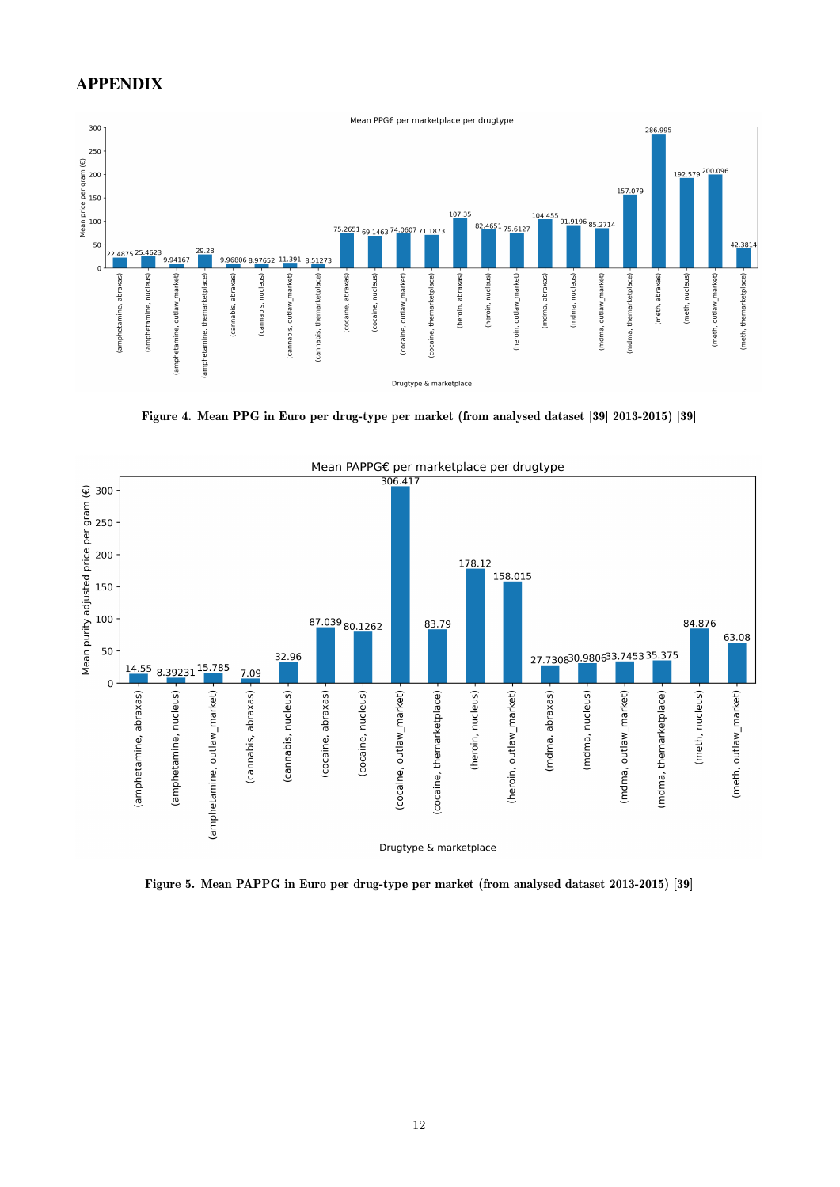## APPENDIX

Mean PPG€ per marketplace per drugtype

Mean price per gram (€)

300
250
200
150
100
50
0

22.4875 25.4623 9.94167 29.28 9.96806 8.97652 11.391 8.51273 75.2651 69.1463 74.0607 71.1873 107.35 82.4651 75.6127 104.455 91.9196 85.2714 157.079 286.995 192.579 200.096 42.3814

(amphetamine, abraxas)
(amphetamine, nucleus)
(amphetamine, outlaw_market)
(amphetamine, themarketplace)
(cannabis, abraxas)
(cannabis, nucleus)
(cannabis, outlaw_market)
(cannabis, themarketplace)
(cocaine, abraxas)
(cocaine, nucleus)
(cocaine, outlaw_market)
(cocaine, themarketplace)
(heroin, abraxas)
(heroin, nucleus)
(heroin, outlaw_market)
(mdma, abraxas)
(mdma, nucleus)
(mdma, outlaw_market)
(mdma, themarketplace)
(meth, abraxas)
(meth, nucleus)
(meth, outlaw_market)
(meth, themarketplace)

Drugtype & marketplace

**Figure 4. Mean PPG in Euro per drug-type per market (from analysed dataset [39] 2013-2015) [39]**

Mean PAPPG€ per marketplace per drugtype

Mean purity adjusted price per gram (€)

300
250
200
150
100
50
0

14.55 8.39231 15.785 7.09 32.96 87.039 80.1262 306.417 83.79 178.12 158.015 27.7308 30.9806 33.7453 35.375 84.876 63.08

(amphetamine, abraxas)
(amphetamine, nucleus)
(amphetamine, outlaw_market)
(cannabis, abraxas)
(cannabis, nucleus)
(cocaine, abraxas)
(cocaine, nucleus)
(cocaine, outlaw_market)
(cocaine, themarketplace)
(heroin, nucleus)
(heroin, outlaw_market)
(mdma, abraxas)
(mdma, nucleus)
(mdma, outlaw_market)
(mdma, themarketplace)
(meth, nucleus)
(meth, outlaw_market)

Drugtype & marketplace

**Figure 5. Mean PAPPG in Euro per drug-type per market (from analysed dataset 2013-2015) [39]**